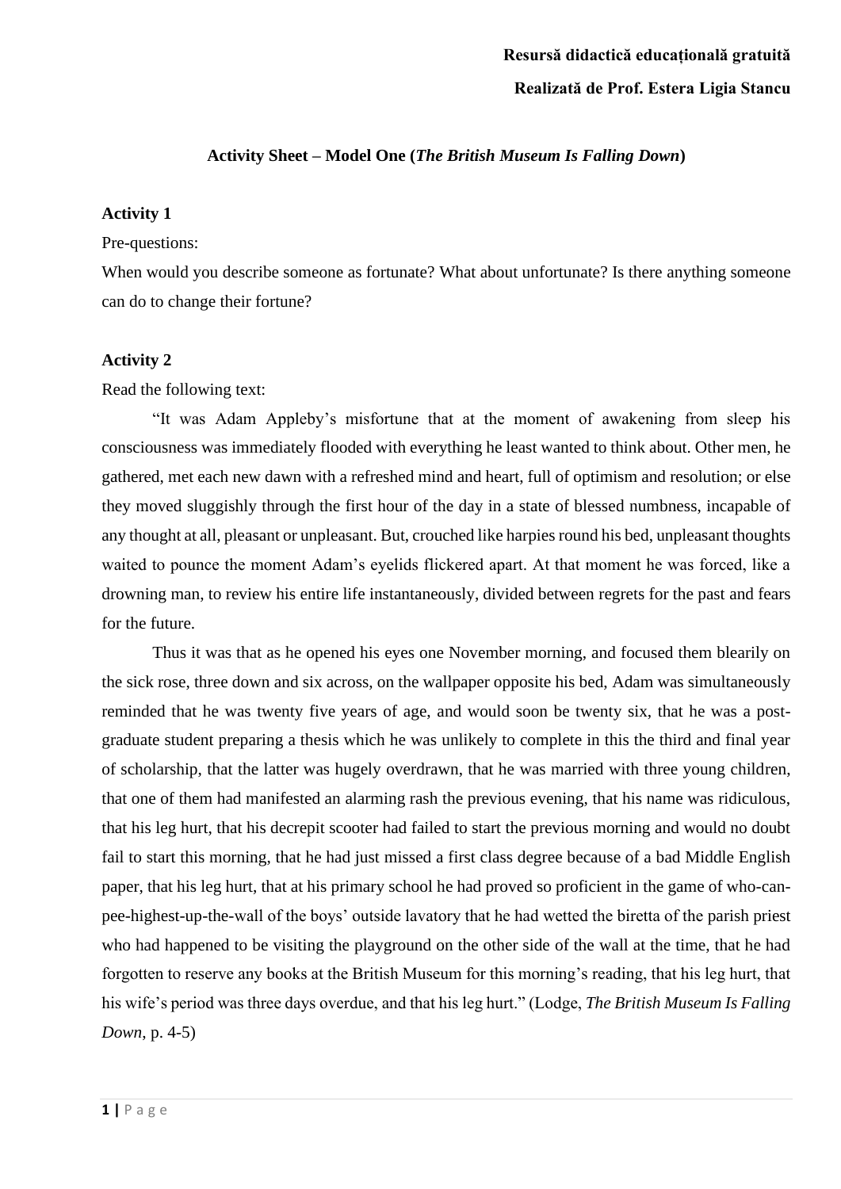**Resursă didactică educațională gratuită**

**Realizată de Prof. Estera Ligia Stancu**

# Activity Sheet – Model One (*The British Museum Is Falling Down*)

**Activity 1**

Pre-questions:

When would you describe someone as fortunate? What about unfortunate? Is there anything someone can do to change their fortune?

**Activity 2**

Read the following text:

"It was Adam Appleby's misfortune that at the moment of awakening from sleep his consciousness was immediately flooded with everything he least wanted to think about. Other men, he gathered, met each new dawn with a refreshed mind and heart, full of optimism and resolution; or else they moved sluggishly through the first hour of the day in a state of blessed numbness, incapable of any thought at all, pleasant or unpleasant. But, crouched like harpies round his bed, unpleasant thoughts waited to pounce the moment Adam's eyelids flickered apart. At that moment he was forced, like a drowning man, to review his entire life instantaneously, divided between regrets for the past and fears for the future.

Thus it was that as he opened his eyes one November morning, and focused them blearily on the sick rose, three down and six across, on the wallpaper opposite his bed, Adam was simultaneously reminded that he was twenty five years of age, and would soon be twenty six, that he was a post-graduate student preparing a thesis which he was unlikely to complete in this the third and final year of scholarship, that the latter was hugely overdrawn, that he was married with three young children, that one of them had manifested an alarming rash the previous evening, that his name was ridiculous, that his leg hurt, that his decrepit scooter had failed to start the previous morning and would no doubt fail to start this morning, that he had just missed a first class degree because of a bad Middle English paper, that his leg hurt, that at his primary school he had proved so proficient in the game of who-can-pee-highest-up-the-wall of the boys' outside lavatory that he had wetted the biretta of the parish priest who had happened to be visiting the playground on the other side of the wall at the time, that he had forgotten to reserve any books at the British Museum for this morning's reading, that his leg hurt, that his wife's period was three days overdue, and that his leg hurt." (Lodge, *The British Museum Is Falling Down*, p. 4-5)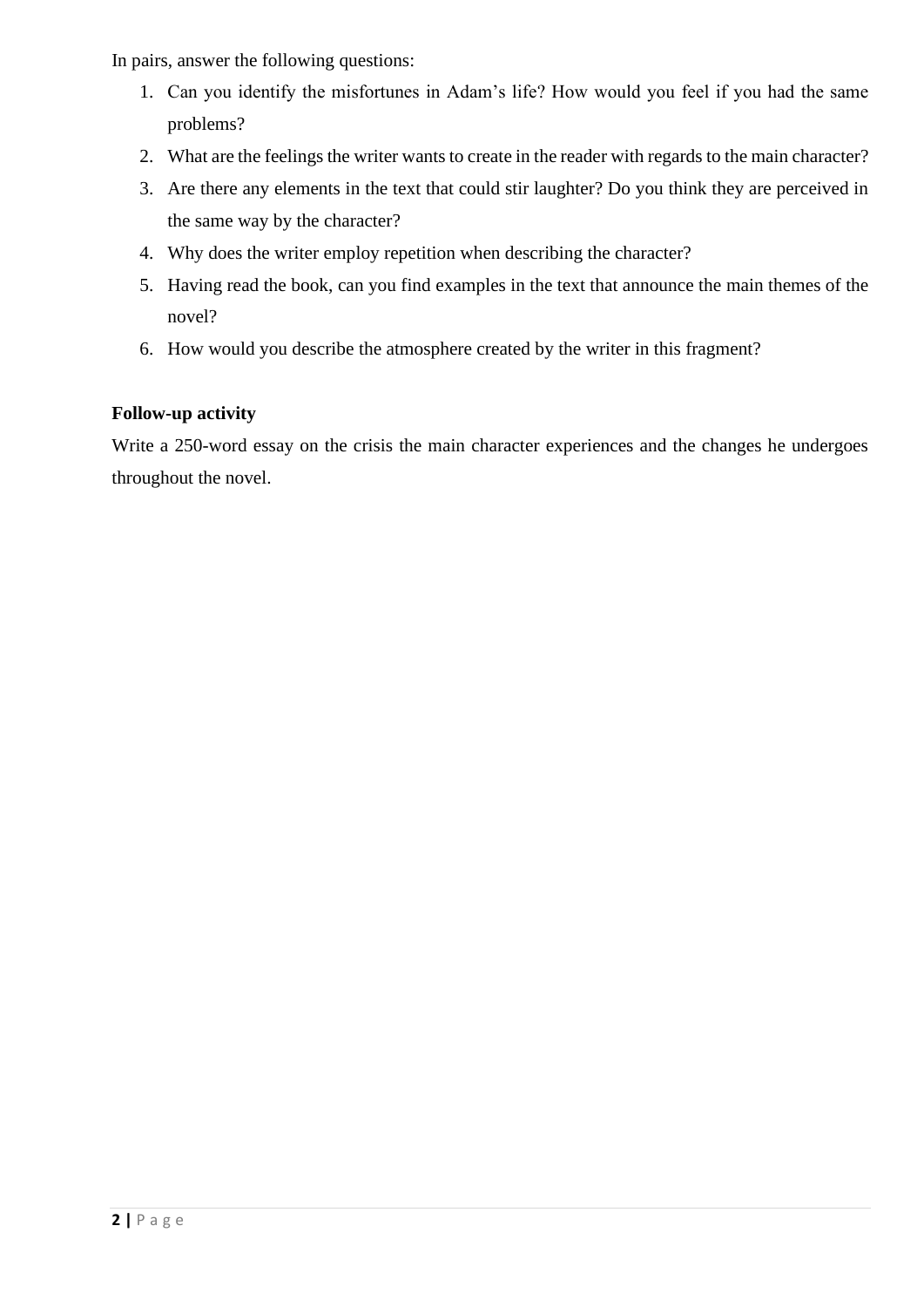In pairs, answer the following questions:

1. Can you identify the misfortunes in Adam's life? How would you feel if you had the same problems?
2. What are the feelings the writer wants to create in the reader with regards to the main character?
3. Are there any elements in the text that could stir laughter? Do you think they are perceived in the same way by the character?
4. Why does the writer employ repetition when describing the character?
5. Having read the book, can you find examples in the text that announce the main themes of the novel?
6. How would you describe the atmosphere created by the writer in this fragment?

**Follow-up activity**

Write a 250-word essay on the crisis the main character experiences and the changes he undergoes throughout the novel.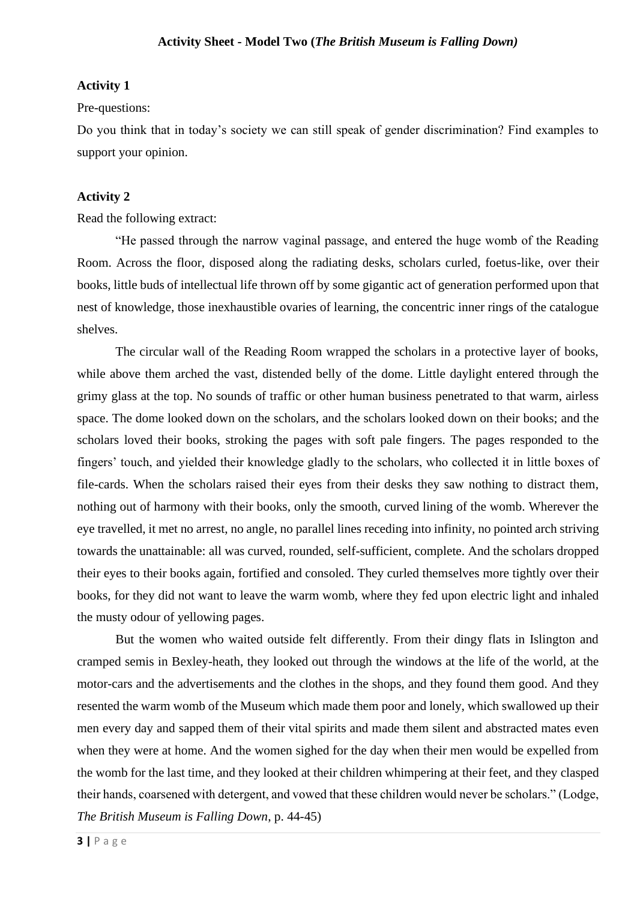## Activity Sheet - Model Two (*The British Museum is Falling Down)*

**Activity 1**

Pre-questions:

Do you think that in today's society we can still speak of gender discrimination? Find examples to support your opinion.

**Activity 2**

Read the following extract:

"He passed through the narrow vaginal passage, and entered the huge womb of the Reading Room. Across the floor, disposed along the radiating desks, scholars curled, foetus-like, over their books, little buds of intellectual life thrown off by some gigantic act of generation performed upon that nest of knowledge, those inexhaustible ovaries of learning, the concentric inner rings of the catalogue shelves.

The circular wall of the Reading Room wrapped the scholars in a protective layer of books, while above them arched the vast, distended belly of the dome. Little daylight entered through the grimy glass at the top. No sounds of traffic or other human business penetrated to that warm, airless space. The dome looked down on the scholars, and the scholars looked down on their books; and the scholars loved their books, stroking the pages with soft pale fingers. The pages responded to the fingers' touch, and yielded their knowledge gladly to the scholars, who collected it in little boxes of file-cards. When the scholars raised their eyes from their desks they saw nothing to distract them, nothing out of harmony with their books, only the smooth, curved lining of the womb. Wherever the eye travelled, it met no arrest, no angle, no parallel lines receding into infinity, no pointed arch striving towards the unattainable: all was curved, rounded, self-sufficient, complete. And the scholars dropped their eyes to their books again, fortified and consoled. They curled themselves more tightly over their books, for they did not want to leave the warm womb, where they fed upon electric light and inhaled the musty odour of yellowing pages.

But the women who waited outside felt differently. From their dingy flats in Islington and cramped semis in Bexley-heath, they looked out through the windows at the life of the world, at the motor-cars and the advertisements and the clothes in the shops, and they found them good. And they resented the warm womb of the Museum which made them poor and lonely, which swallowed up their men every day and sapped them of their vital spirits and made them silent and abstracted mates even when they were at home. And the women sighed for the day when their men would be expelled from the womb for the last time, and they looked at their children whimpering at their feet, and they clasped their hands, coarsened with detergent, and vowed that these children would never be scholars." (Lodge, *The British Museum is Falling Down*, p. 44-45)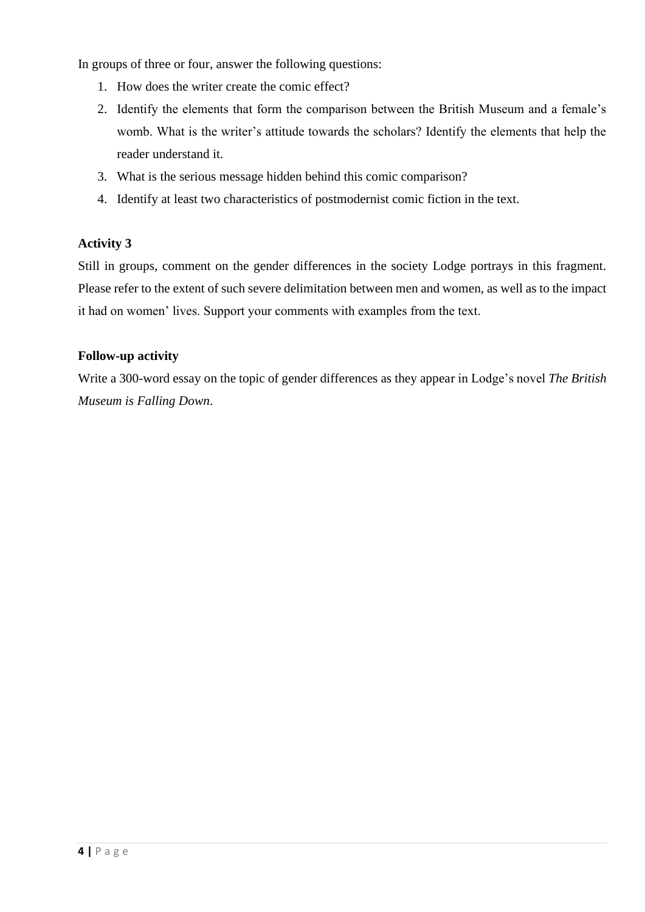In groups of three or four, answer the following questions:

1. How does the writer create the comic effect?
2. Identify the elements that form the comparison between the British Museum and a female's womb. What is the writer's attitude towards the scholars? Identify the elements that help the reader understand it.
3. What is the serious message hidden behind this comic comparison?
4. Identify at least two characteristics of postmodernist comic fiction in the text.

**Activity 3**

Still in groups, comment on the gender differences in the society Lodge portrays in this fragment. Please refer to the extent of such severe delimitation between men and women, as well as to the impact it had on women' lives. Support your comments with examples from the text.

**Follow-up activity**

Write a 300-word essay on the topic of gender differences as they appear in Lodge's novel *The British Museum is Falling Down*.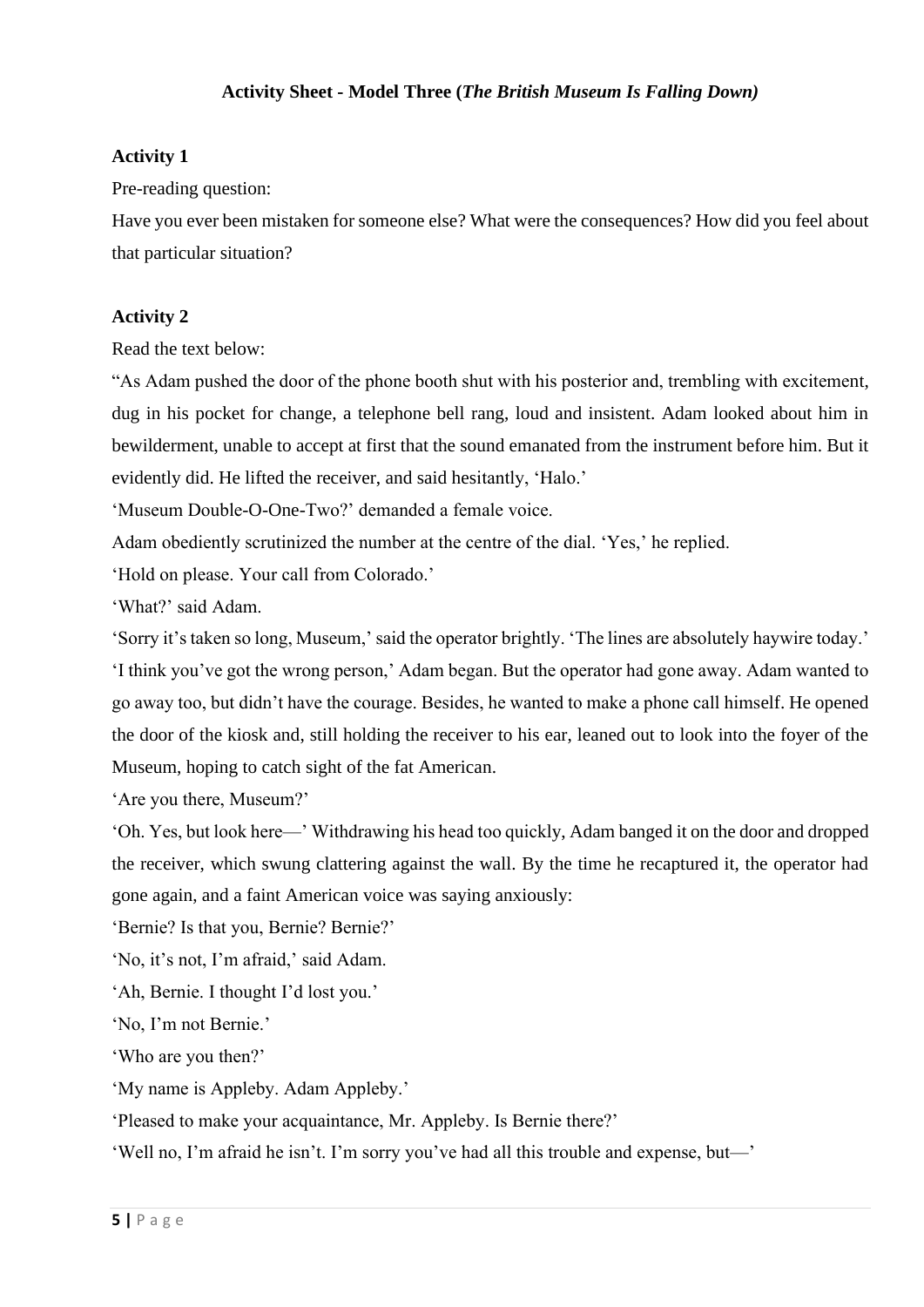### Activity Sheet - Model Three (*The British Museum Is Falling Down)*

**Activity 1**

Pre-reading question:

Have you ever been mistaken for someone else? What were the consequences? How did you feel about that particular situation?

**Activity 2**

Read the text below:

"As Adam pushed the door of the phone booth shut with his posterior and, trembling with excitement, dug in his pocket for change, a telephone bell rang, loud and insistent. Adam looked about him in bewilderment, unable to accept at first that the sound emanated from the instrument before him. But it evidently did. He lifted the receiver, and said hesitantly, 'Halo.'

'Museum Double-O-One-Two?' demanded a female voice.

Adam obediently scrutinized the number at the centre of the dial. 'Yes,' he replied.

'Hold on please. Your call from Colorado.'

'What?' said Adam.

'Sorry it's taken so long, Museum,' said the operator brightly. 'The lines are absolutely haywire today.'

'I think you've got the wrong person,' Adam began. But the operator had gone away. Adam wanted to go away too, but didn't have the courage. Besides, he wanted to make a phone call himself. He opened the door of the kiosk and, still holding the receiver to his ear, leaned out to look into the foyer of the Museum, hoping to catch sight of the fat American.

'Are you there, Museum?'

'Oh. Yes, but look here—' Withdrawing his head too quickly, Adam banged it on the door and dropped the receiver, which swung clattering against the wall. By the time he recaptured it, the operator had gone again, and a faint American voice was saying anxiously:

'Bernie? Is that you, Bernie? Bernie?'

'No, it's not, I'm afraid,' said Adam.

'Ah, Bernie. I thought I'd lost you.'

'No, I'm not Bernie.'

'Who are you then?'

'My name is Appleby. Adam Appleby.'

'Pleased to make your acquaintance, Mr. Appleby. Is Bernie there?'

'Well no, I'm afraid he isn't. I'm sorry you've had all this trouble and expense, but—'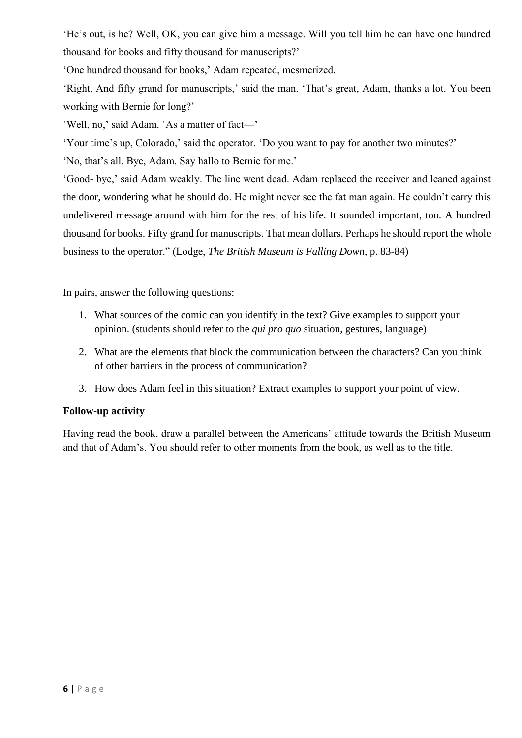'He's out, is he? Well, OK, you can give him a message. Will you tell him he can have one hundred thousand for books and fifty thousand for manuscripts?'

'One hundred thousand for books,' Adam repeated, mesmerized.

'Right. And fifty grand for manuscripts,' said the man. 'That's great, Adam, thanks a lot. You been working with Bernie for long?'

'Well, no,' said Adam. 'As a matter of fact—'

'Your time's up, Colorado,' said the operator. 'Do you want to pay for another two minutes?'

'No, that's all. Bye, Adam. Say hallo to Bernie for me.'

'Good- bye,' said Adam weakly. The line went dead. Adam replaced the receiver and leaned against the door, wondering what he should do. He might never see the fat man again. He couldn't carry this undelivered message around with him for the rest of his life. It sounded important, too. A hundred thousand for books. Fifty grand for manuscripts. That mean dollars. Perhaps he should report the whole business to the operator." (Lodge, *The British Museum is Falling Down*, p. 83-84)

In pairs, answer the following questions:

1. What sources of the comic can you identify in the text? Give examples to support your opinion. (students should refer to the *qui pro quo* situation, gestures, language)
2. What are the elements that block the communication between the characters? Can you think of other barriers in the process of communication?
3. How does Adam feel in this situation? Extract examples to support your point of view.

**Follow-up activity**

Having read the book, draw a parallel between the Americans' attitude towards the British Museum and that of Adam's. You should refer to other moments from the book, as well as to the title.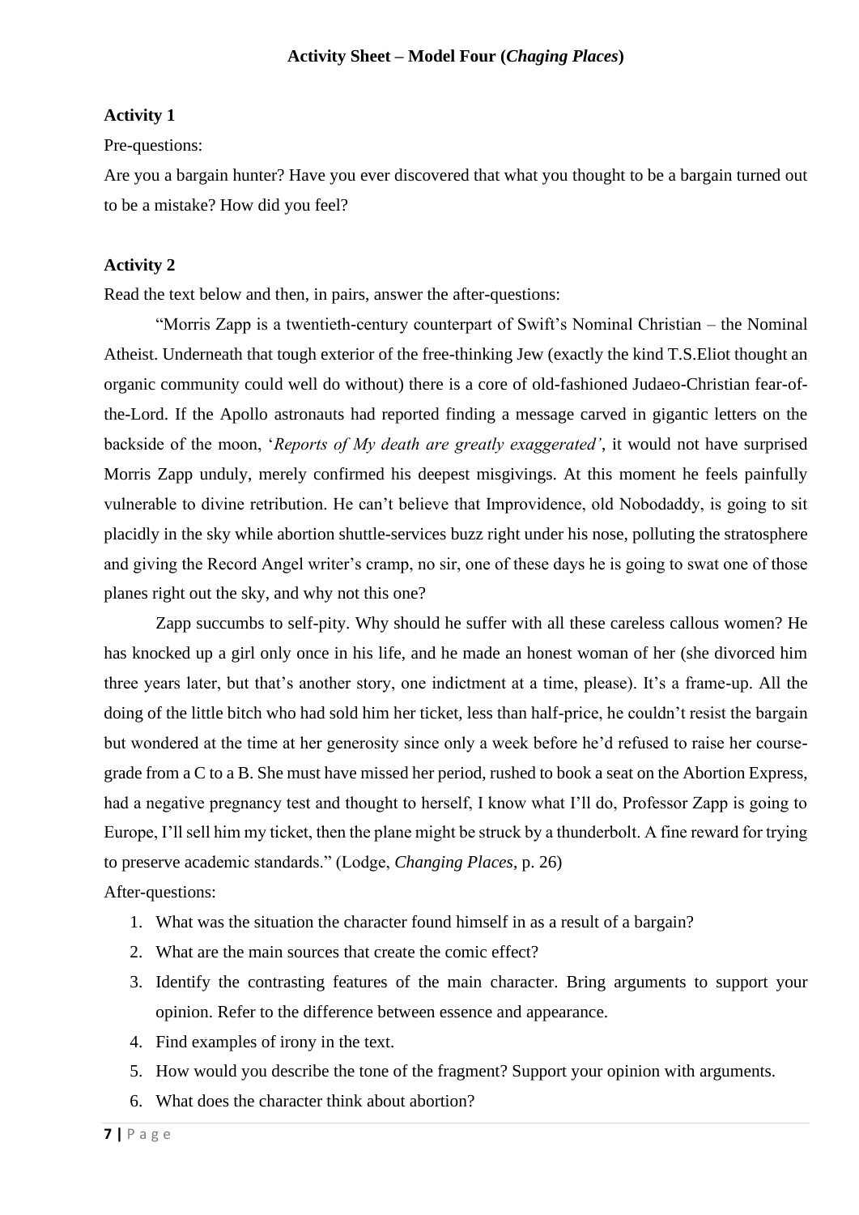# Activity Sheet – Model Four (*Chaging Places*)

**Activity 1**

Pre-questions:

Are you a bargain hunter? Have you ever discovered that what you thought to be a bargain turned out to be a mistake? How did you feel?

**Activity 2**

Read the text below and then, in pairs, answer the after-questions:

"Morris Zapp is a twentieth-century counterpart of Swift's Nominal Christian – the Nominal Atheist. Underneath that tough exterior of the free-thinking Jew (exactly the kind T.S.Eliot thought an organic community could well do without) there is a core of old-fashioned Judaeo-Christian fear-of-the-Lord. If the Apollo astronauts had reported finding a message carved in gigantic letters on the backside of the moon, '*Reports of My death are greatly exaggerated'*, it would not have surprised Morris Zapp unduly, merely confirmed his deepest misgivings. At this moment he feels painfully vulnerable to divine retribution. He can't believe that Improvidence, old Nobodaddy, is going to sit placidly in the sky while abortion shuttle-services buzz right under his nose, polluting the stratosphere and giving the Record Angel writer's cramp, no sir, one of these days he is going to swat one of those planes right out the sky, and why not this one?

Zapp succumbs to self-pity. Why should he suffer with all these careless callous women? He has knocked up a girl only once in his life, and he made an honest woman of her (she divorced him three years later, but that's another story, one indictment at a time, please). It's a frame-up. All the doing of the little bitch who had sold him her ticket, less than half-price, he couldn't resist the bargain but wondered at the time at her generosity since only a week before he'd refused to raise her course-grade from a C to a B. She must have missed her period, rushed to book a seat on the Abortion Express, had a negative pregnancy test and thought to herself, I know what I'll do, Professor Zapp is going to Europe, I'll sell him my ticket, then the plane might be struck by a thunderbolt. A fine reward for trying to preserve academic standards." (Lodge, *Changing Places*, p. 26)

After-questions:

1. What was the situation the character found himself in as a result of a bargain?
2. What are the main sources that create the comic effect?
3. Identify the contrasting features of the main character. Bring arguments to support your opinion. Refer to the difference between essence and appearance.
4. Find examples of irony in the text.
5. How would you describe the tone of the fragment? Support your opinion with arguments.
6. What does the character think about abortion?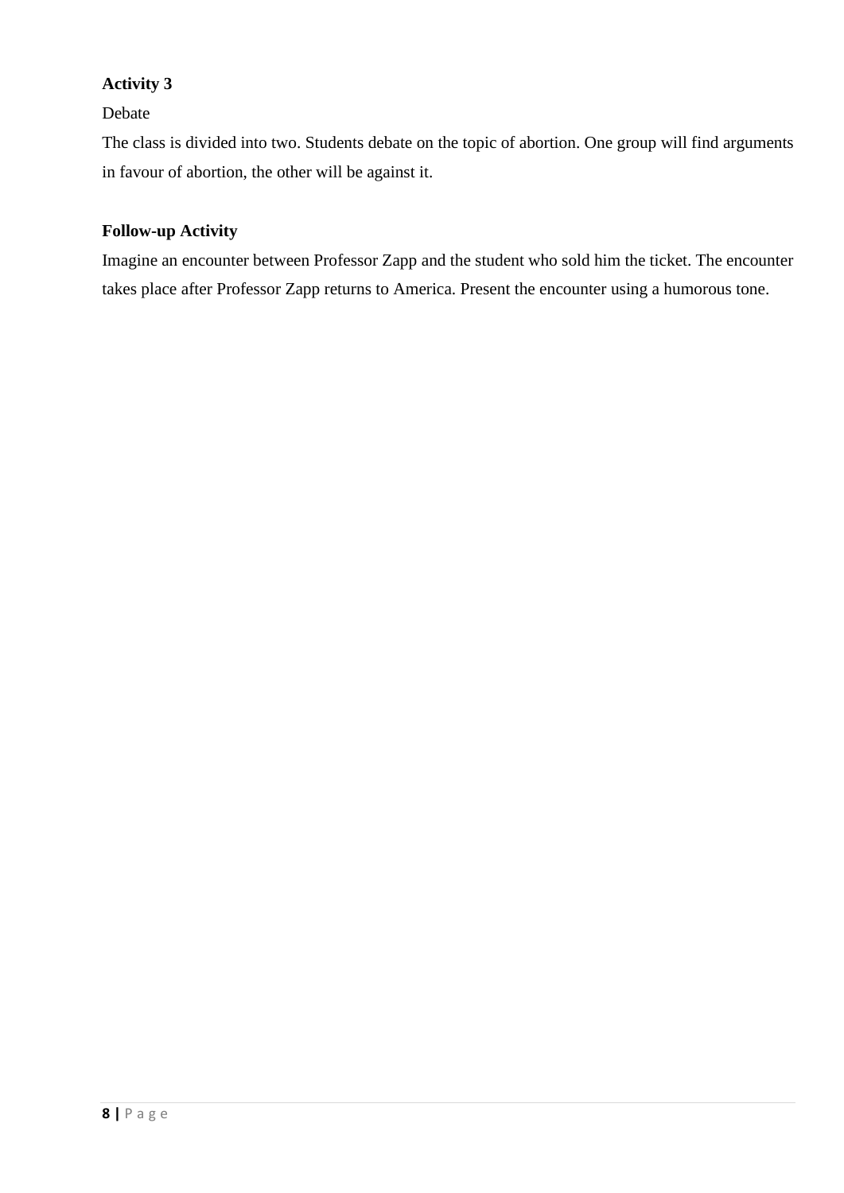**Activity 3**

Debate

The class is divided into two. Students debate on the topic of abortion. One group will find arguments in favour of abortion, the other will be against it.

**Follow-up Activity**

Imagine an encounter between Professor Zapp and the student who sold him the ticket. The encounter takes place after Professor Zapp returns to America. Present the encounter using a humorous tone.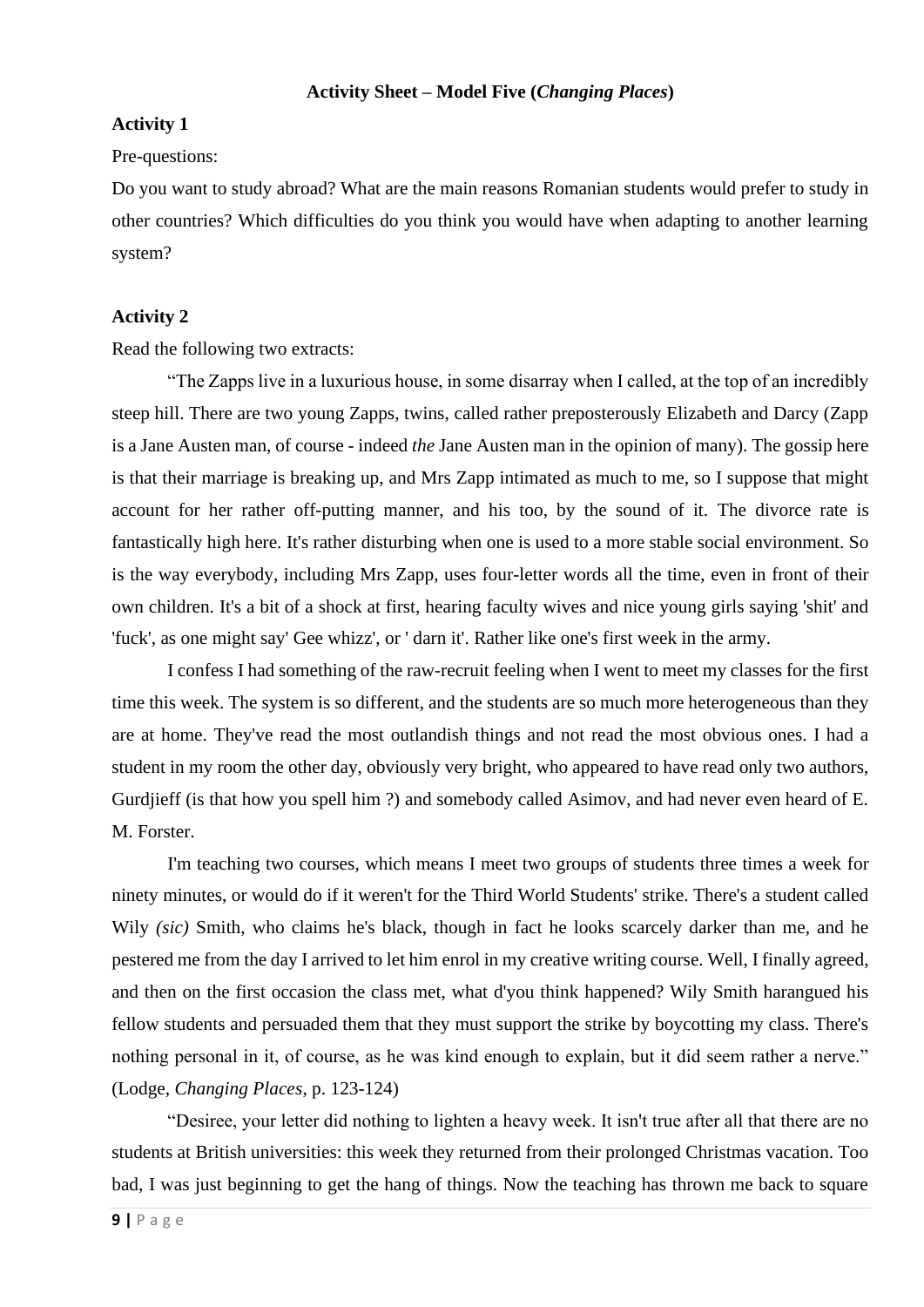**Activity Sheet – Model Five (*Changing Places*)**

**Activity 1**

Pre-questions:

Do you want to study abroad? What are the main reasons Romanian students would prefer to study in other countries? Which difficulties do you think you would have when adapting to another learning system?

**Activity 2**

Read the following two extracts:

"The Zapps live in a luxurious house, in some disarray when I called, at the top of an incredibly steep hill. There are two young Zapps, twins, called rather preposterously Elizabeth and Darcy (Zapp is a Jane Austen man, of course - indeed *the* Jane Austen man in the opinion of many). The gossip here is that their marriage is breaking up, and Mrs Zapp intimated as much to me, so I suppose that might account for her rather off-putting manner, and his too, by the sound of it. The divorce rate is fantastically high here. It's rather disturbing when one is used to a more stable social environment. So is the way everybody, including Mrs Zapp, uses four-letter words all the time, even in front of their own children. It's a bit of a shock at first, hearing faculty wives and nice young girls saying 'shit' and 'fuck', as one might say' Gee whizz', or ' darn it'. Rather like one's first week in the army.

I confess I had something of the raw-recruit feeling when I went to meet my classes for the first time this week. The system is so different, and the students are so much more heterogeneous than they are at home. They've read the most outlandish things and not read the most obvious ones. I had a student in my room the other day, obviously very bright, who appeared to have read only two authors, Gurdjieff (is that how you spell him ?) and somebody called Asimov, and had never even heard of E. M. Forster.

I'm teaching two courses, which means I meet two groups of students three times a week for ninety minutes, or would do if it weren't for the Third World Students' strike. There's a student called Wily *(sic)* Smith, who claims he's black, though in fact he looks scarcely darker than me, and he pestered me from the day I arrived to let him enrol in my creative writing course. Well, I finally agreed, and then on the first occasion the class met, what d'you think happened? Wily Smith harangued his fellow students and persuaded them that they must support the strike by boycotting my class. There's nothing personal in it, of course, as he was kind enough to explain, but it did seem rather a nerve." (Lodge, *Changing Places*, p. 123-124)

"Desiree, your letter did nothing to lighten a heavy week. It isn't true after all that there are no students at British universities: this week they returned from their prolonged Christmas vacation. Too bad, I was just beginning to get the hang of things. Now the teaching has thrown me back to square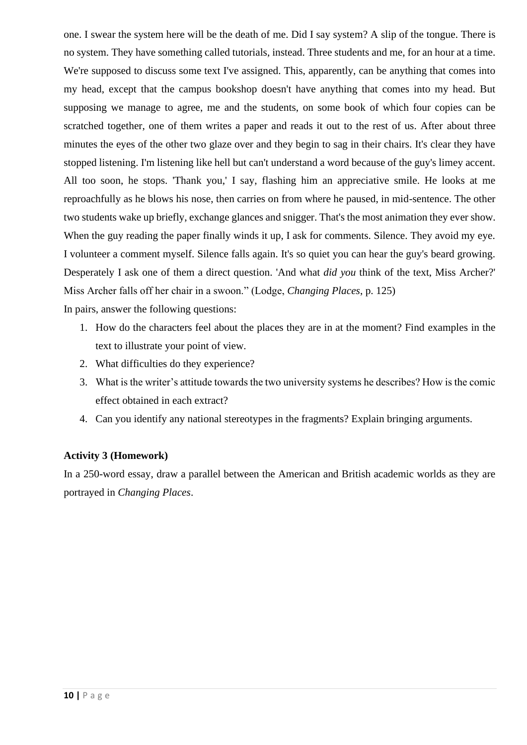one. I swear the system here will be the death of me. Did I say system? A slip of the tongue. There is no system. They have something called tutorials, instead. Three students and me, for an hour at a time. We're supposed to discuss some text I've assigned. This, apparently, can be anything that comes into my head, except that the campus bookshop doesn't have anything that comes into my head. But supposing we manage to agree, me and the students, on some book of which four copies can be scratched together, one of them writes a paper and reads it out to the rest of us. After about three minutes the eyes of the other two glaze over and they begin to sag in their chairs. It's clear they have stopped listening. I'm listening like hell but can't understand a word because of the guy's limey accent. All too soon, he stops. 'Thank you,' I say, flashing him an appreciative smile. He looks at me reproachfully as he blows his nose, then carries on from where he paused, in mid-sentence. The other two students wake up briefly, exchange glances and snigger. That's the most animation they ever show. When the guy reading the paper finally winds it up, I ask for comments. Silence. They avoid my eye. I volunteer a comment myself. Silence falls again. It's so quiet you can hear the guy's beard growing. Desperately I ask one of them a direct question. 'And what *did you* think of the text, Miss Archer?' Miss Archer falls off her chair in a swoon." (Lodge, *Changing Places*, p. 125)

In pairs, answer the following questions:

1. How do the characters feel about the places they are in at the moment? Find examples in the text to illustrate your point of view.
2. What difficulties do they experience?
3. What is the writer's attitude towards the two university systems he describes? How is the comic effect obtained in each extract?
4. Can you identify any national stereotypes in the fragments? Explain bringing arguments.

**Activity 3 (Homework)**

In a 250-word essay, draw a parallel between the American and British academic worlds as they are portrayed in *Changing Places*.